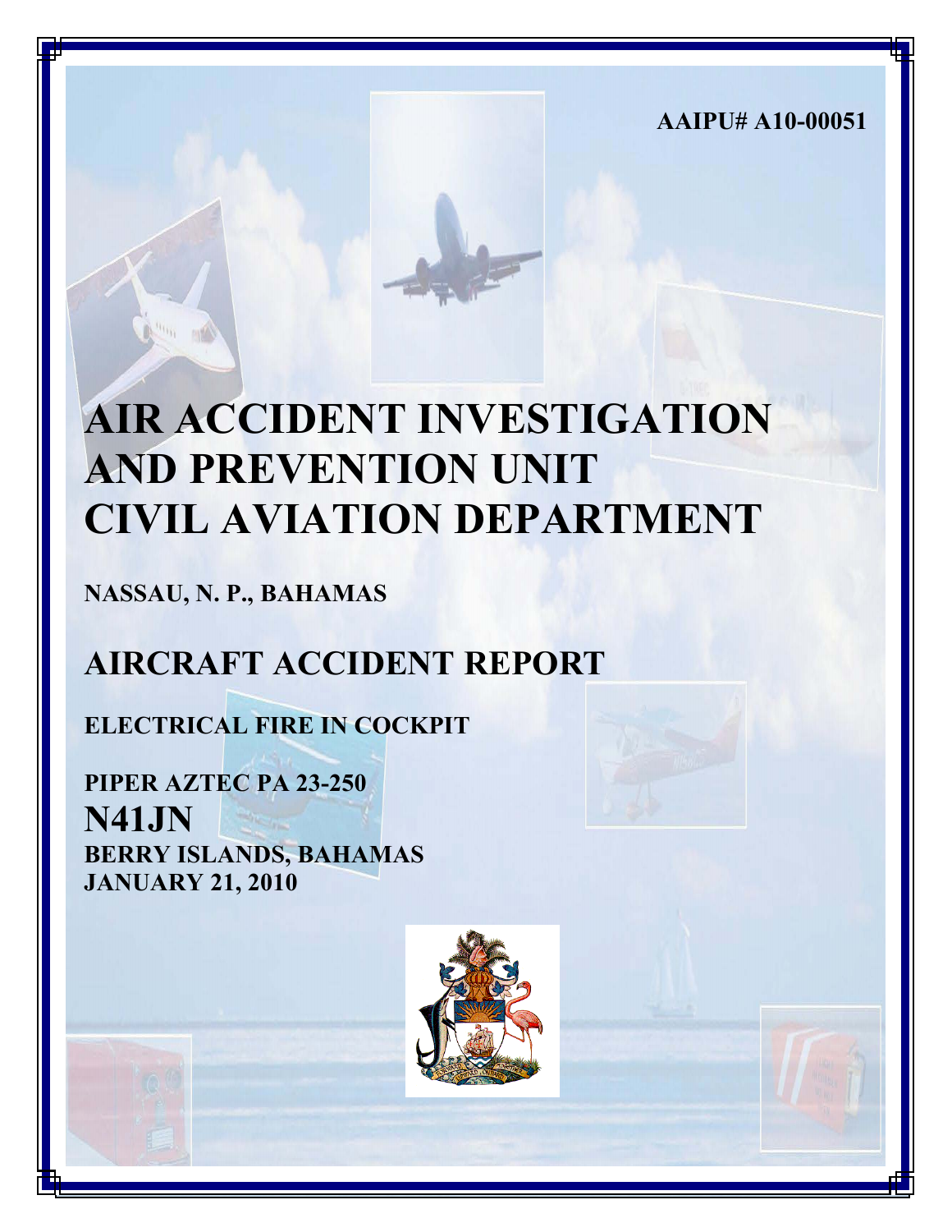AAIPU# A10-00051

# AIR ACCIDENT INVESTIGATION AND PREVENTION UNIT CIVIL AVIATION DEPARTMENT

**NASSAU, N. P., BAHAMAS**

# AIRCRAFT ACCIDENT REPORT

**ELECTRICAL FIRE IN COCKPIT**

**PIPER AZTEC PA 23-250**

**N41JN**

**BERRY ISLANDS, BAHAMAS**

**JANUARY 21, 2010**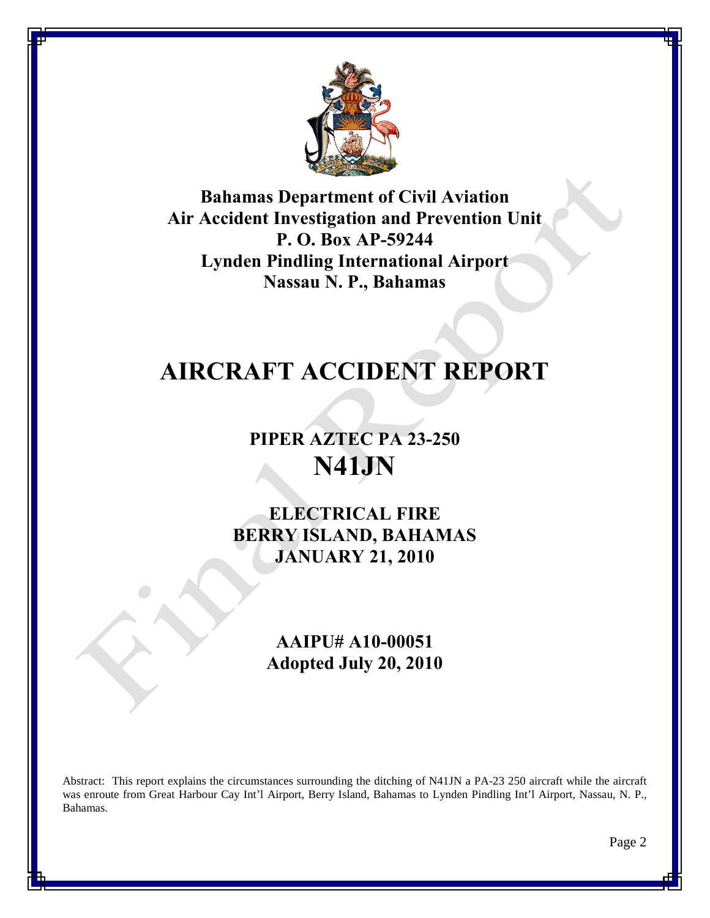**Bahamas Department of Civil Aviation**
**Air Accident Investigation and Prevention Unit**
**P. O. Box AP-59244**
**Lynden Pindling International Airport**
**Nassau N. P., Bahamas**

# AIRCRAFT ACCIDENT REPORT

## PIPER AZTEC PA 23-250

## N41JN

### ELECTRICAL FIRE
### BERRY ISLAND, BAHAMAS
### JANUARY 21, 2010

### AAIPU# A10-00051
### Adopted July 20, 2010

Abstract: This report explains the circumstances surrounding the ditching of N41JN a PA-23 250 aircraft while the aircraft was enroute from Great Harbour Cay Int'l Airport, Berry Island, Bahamas to Lynden Pindling Int'l Airport, Nassau, N. P., Bahamas.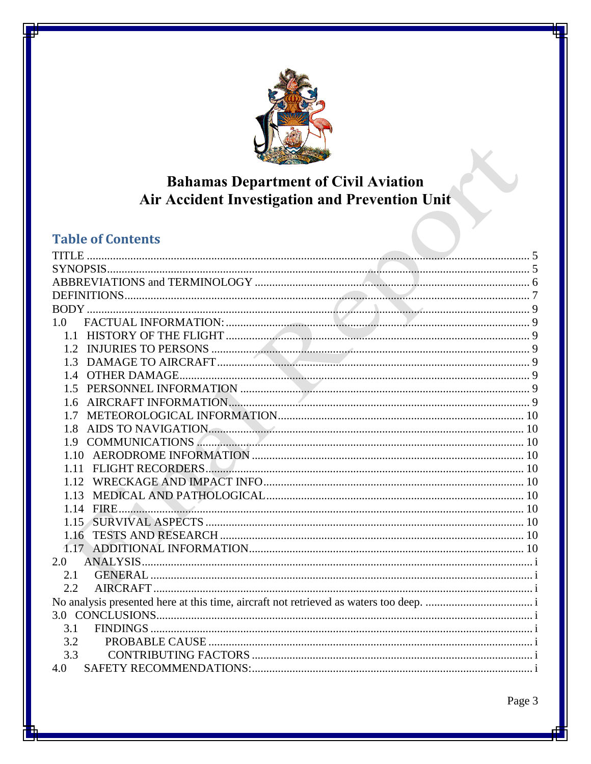# Bahamas Department of Civil Aviation
# Air Accident Investigation and Prevention Unit

## Table of Contents

TITLE ........................................................................................................ 5
SYNOPSIS.................................................................................................... 5
ABBREVIATIONS and TERMINOLOGY ................................................... 6
DEFINITIONS.............................................................................................. 7
BODY ........................................................................................................ 9
1.0 FACTUAL INFORMATION: ................................................................. 9
- 1.1 HISTORY OF THE FLIGHT ............................................................ 9
- 1.2 INJURIES TO PERSONS ................................................................ 9
- 1.3 DAMAGE TO AIRCRAFT ............................................................... 9
- 1.4 OTHER DAMAGE .......................................................................... 9
- 1.5 PERSONNEL INFORMATION ........................................................ 9
- 1.6 AIRCRAFT INFORMATION ............................................................ 9
- 1.7 METEOROLOGICAL INFORMATION ............................................ 10
- 1.8 AIDS TO NAVIGATION ................................................................. 10
- 1.9 COMMUNICATIONS ..................................................................... 10
- 1.10 AERODROME INFORMATION ..................................................... 10
- 1.11 FLIGHT RECORDERS .................................................................. 10
- 1.12 WRECKAGE AND IMPACT INFO .................................................. 10
- 1.13 MEDICAL AND PATHOLOGICAL .................................................. 10
- 1.14 FIRE .............................................................................................. 10
- 1.15 SURVIVAL ASPECTS ................................................................... 10
- 1.16 TESTS AND RESEARCH .............................................................. 10
- 1.17 ADDITIONAL INFORMATION ....................................................... 10

2.0 ANALYSIS.............................................................................................. i
- 2.1 GENERAL ....................................................................................... i
- 2.2 AIRCRAFT ...................................................................................... i

No analysis presented here at this time, aircraft not retrieved as waters too deep. ............ i
3.0 CONCLUSIONS......................................................................................... i
- 3.1 FINDINGS ....................................................................................... i
- 3.2 PROBABLE CAUSE ......................................................................... i
- 3.3 CONTRIBUTING FACTORS ............................................................. i

4.0 SAFETY RECOMMENDATIONS:............................................................. i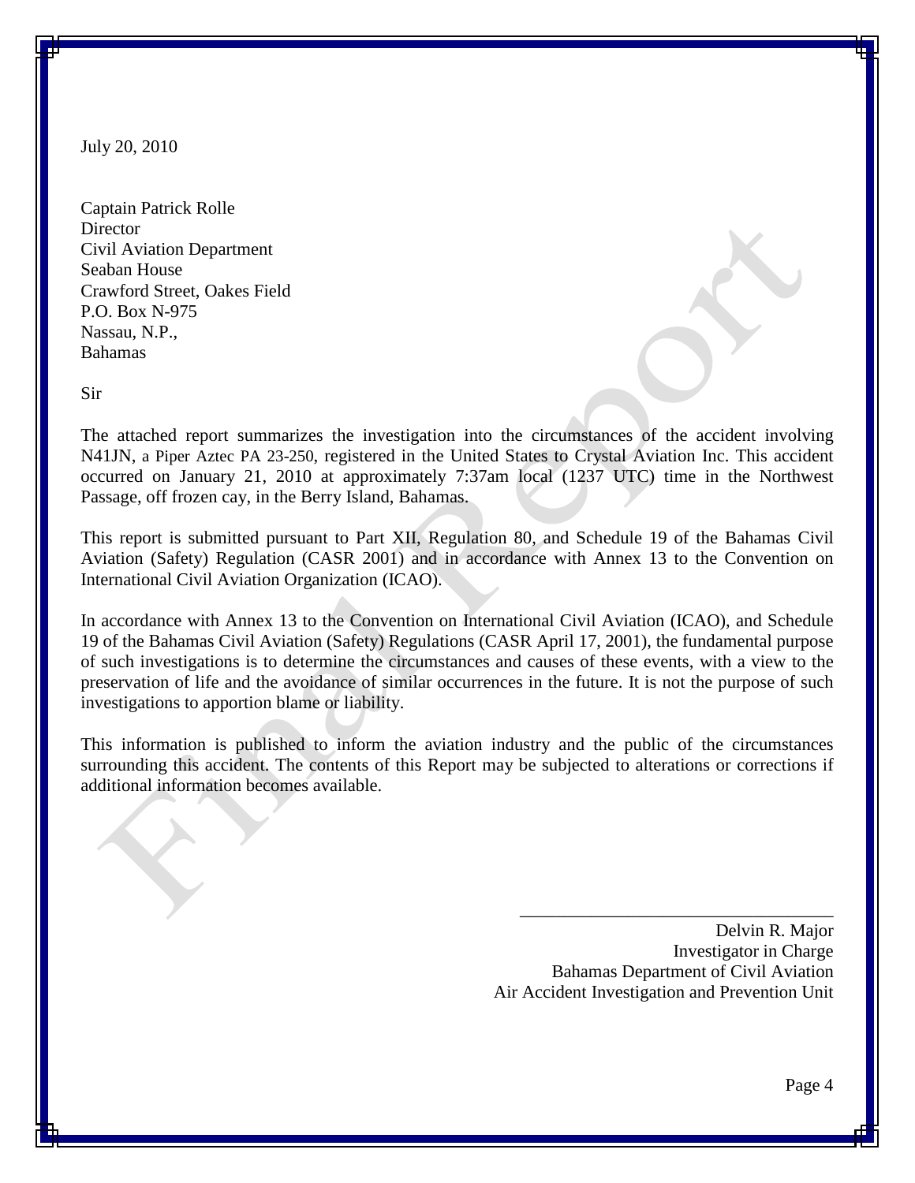July 20, 2010

Captain Patrick Rolle
Director
Civil Aviation Department
Seaban House
Crawford Street, Oakes Field
P.O. Box N-975
Nassau, N.P.,
Bahamas

Sir

The attached report summarizes the investigation into the circumstances of the accident involving N41JN, a Piper Aztec PA 23-250, registered in the United States to Crystal Aviation Inc. This accident occurred on January 21, 2010 at approximately 7:37am local (1237 UTC) time in the Northwest Passage, off frozen cay, in the Berry Island, Bahamas.

This report is submitted pursuant to Part XII, Regulation 80, and Schedule 19 of the Bahamas Civil Aviation (Safety) Regulation (CASR 2001) and in accordance with Annex 13 to the Convention on International Civil Aviation Organization (ICAO).

In accordance with Annex 13 to the Convention on International Civil Aviation (ICAO), and Schedule 19 of the Bahamas Civil Aviation (Safety) Regulations (CASR April 17, 2001), the fundamental purpose of such investigations is to determine the circumstances and causes of these events, with a view to the preservation of life and the avoidance of similar occurrences in the future. It is not the purpose of such investigations to apportion blame or liability.

This information is published to inform the aviation industry and the public of the circumstances surrounding this accident. The contents of this Report may be subjected to alterations or corrections if additional information becomes available.

Delvin R. Major
Investigator in Charge
Bahamas Department of Civil Aviation
Air Accident Investigation and Prevention Unit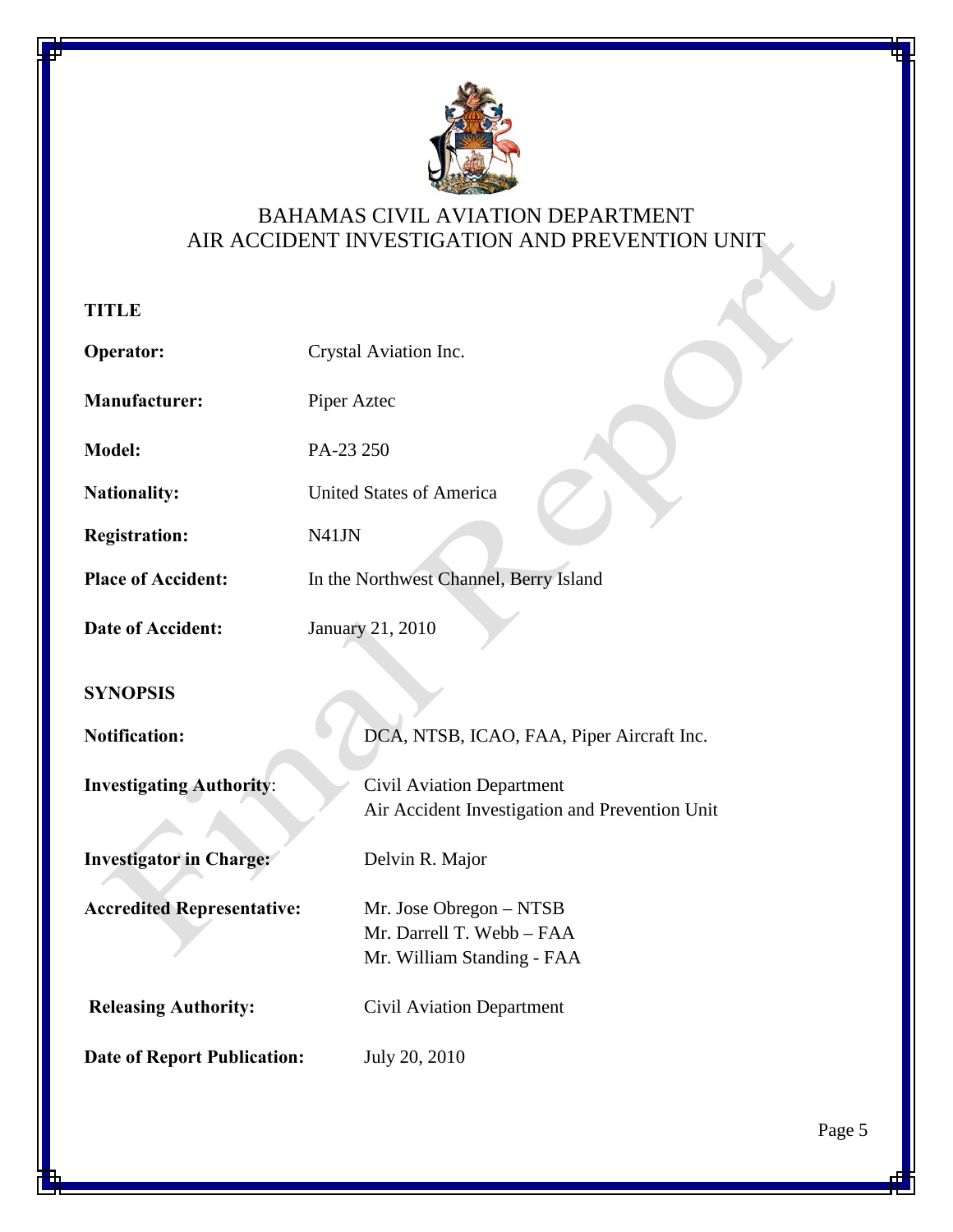BAHAMAS CIVIL AVIATION DEPARTMENT
AIR ACCIDENT INVESTIGATION AND PREVENTION UNIT

## TITLE

**Operator:** Crystal Aviation Inc.

**Manufacturer:** Piper Aztec

**Model:** PA-23 250

**Nationality:** United States of America

**Registration:** N41JN

**Place of Accident:** In the Northwest Channel, Berry Island

**Date of Accident:** January 21, 2010

## SYNOPSIS

**Notification:** DCA, NTSB, ICAO, FAA, Piper Aircraft Inc.

**Investigating Authority:** Civil Aviation Department
Air Accident Investigation and Prevention Unit

**Investigator in Charge:** Delvin R. Major

**Accredited Representative:** Mr. Jose Obregon – NTSB
Mr. Darrell T. Webb – FAA
Mr. William Standing - FAA

**Releasing Authority:** Civil Aviation Department

**Date of Report Publication:** July 20, 2010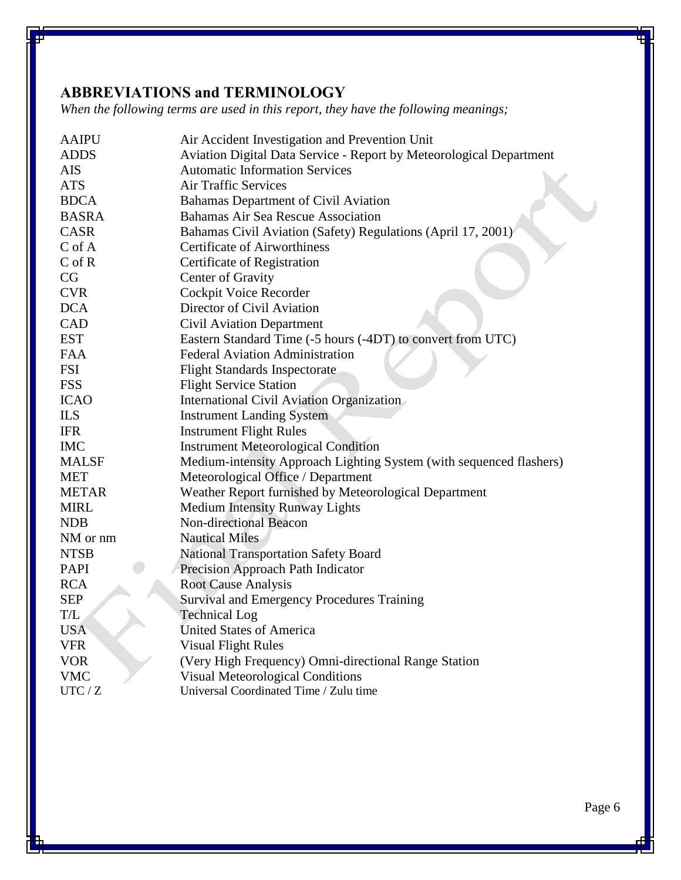## ABBREVIATIONS and TERMINOLOGY

*When the following terms are used in this report, they have the following meanings;*

| | |
|---|---|
| AAIPU | Air Accident Investigation and Prevention Unit |
| ADDS | Aviation Digital Data Service - Report by Meteorological Department |
| AIS | Automatic Information Services |
| ATS | Air Traffic Services |
| BDCA | Bahamas Department of Civil Aviation |
| BASRA | Bahamas Air Sea Rescue Association |
| CASR | Bahamas Civil Aviation (Safety) Regulations (April 17, 2001) |
| C of A | Certificate of Airworthiness |
| C of R | Certificate of Registration |
| CG | Center of Gravity |
| CVR | Cockpit Voice Recorder |
| DCA | Director of Civil Aviation |
| CAD | Civil Aviation Department |
| EST | Eastern Standard Time (-5 hours (-4DT) to convert from UTC) |
| FAA | Federal Aviation Administration |
| FSI | Flight Standards Inspectorate |
| FSS | Flight Service Station |
| ICAO | International Civil Aviation Organization |
| ILS | Instrument Landing System |
| IFR | Instrument Flight Rules |
| IMC | Instrument Meteorological Condition |
| MALSF | Medium-intensity Approach Lighting System (with sequenced flashers) |
| MET | Meteorological Office / Department |
| METAR | Weather Report furnished by Meteorological Department |
| MIRL | Medium Intensity Runway Lights |
| NDB | Non-directional Beacon |
| NM or nm | Nautical Miles |
| NTSB | National Transportation Safety Board |
| PAPI | Precision Approach Path Indicator |
| RCA | Root Cause Analysis |
| SEP | Survival and Emergency Procedures Training |
| T/L | Technical Log |
| USA | United States of America |
| VFR | Visual Flight Rules |
| VOR | (Very High Frequency) Omni-directional Range Station |
| VMC | Visual Meteorological Conditions |
| UTC / Z | Universal Coordinated Time / Zulu time |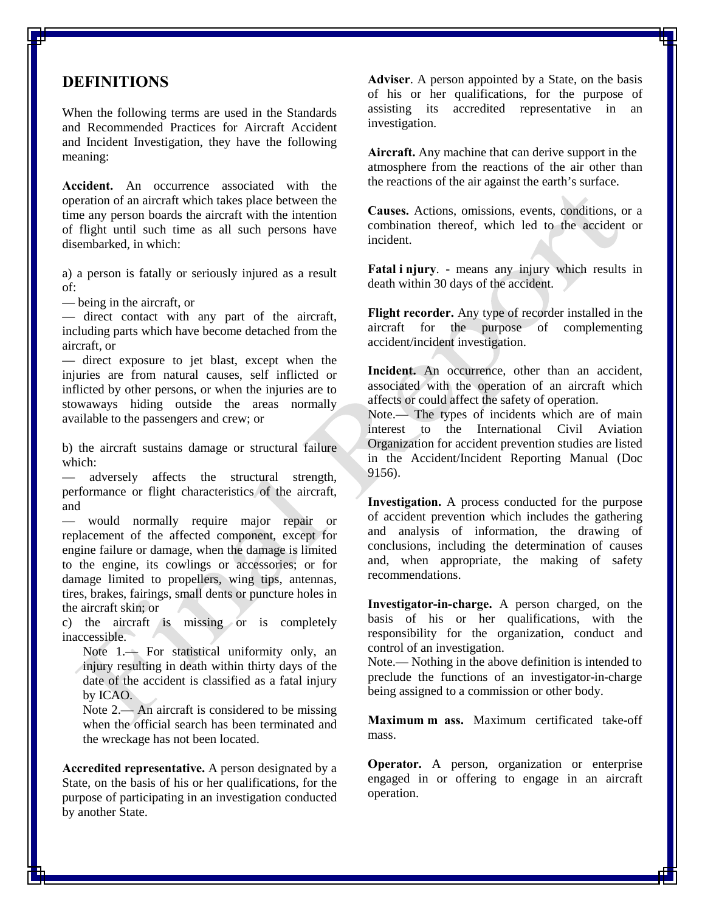## DEFINITIONS

When the following terms are used in the Standards and Recommended Practices for Aircraft Accident and Incident Investigation, they have the following meaning:

**Accident.** An occurrence associated with the operation of an aircraft which takes place between the time any person boards the aircraft with the intention of flight until such time as all such persons have disembarked, in which:

a) a person is fatally or seriously injured as a result of:

— being in the aircraft, or

— direct contact with any part of the aircraft, including parts which have become detached from the aircraft, or

— direct exposure to jet blast, except when the injuries are from natural causes, self inflicted or inflicted by other persons, or when the injuries are to stowaways hiding outside the areas normally available to the passengers and crew; or

b) the aircraft sustains damage or structural failure which:

— adversely affects the structural strength, performance or flight characteristics of the aircraft, and

— would normally require major repair or replacement of the affected component, except for engine failure or damage, when the damage is limited to the engine, its cowlings or accessories; or for damage limited to propellers, wing tips, antennas, tires, brakes, fairings, small dents or puncture holes in the aircraft skin; or

c) the aircraft is missing or is completely inaccessible.

Note 1.— For statistical uniformity only, an injury resulting in death within thirty days of the date of the accident is classified as a fatal injury by ICAO.

Note 2.— An aircraft is considered to be missing when the official search has been terminated and the wreckage has not been located.

**Accredited representative.** A person designated by a State, on the basis of his or her qualifications, for the purpose of participating in an investigation conducted by another State.

**Adviser**. A person appointed by a State, on the basis of his or her qualifications, for the purpose of assisting its accredited representative in an investigation.

**Aircraft.** Any machine that can derive support in the atmosphere from the reactions of the air other than the reactions of the air against the earth's surface.

**Causes.** Actions, omissions, events, conditions, or a combination thereof, which led to the accident or incident.

**Fatal i njury**. - means any injury which results in death within 30 days of the accident.

**Flight recorder.** Any type of recorder installed in the aircraft for the purpose of complementing accident/incident investigation.

**Incident.** An occurrence, other than an accident, associated with the operation of an aircraft which affects or could affect the safety of operation.

Note.— The types of incidents which are of main interest to the International Civil Aviation Organization for accident prevention studies are listed in the Accident/Incident Reporting Manual (Doc 9156).

**Investigation.** A process conducted for the purpose of accident prevention which includes the gathering and analysis of information, the drawing of conclusions, including the determination of causes and, when appropriate, the making of safety recommendations.

**Investigator-in-charge.** A person charged, on the basis of his or her qualifications, with the responsibility for the organization, conduct and control of an investigation.

Note.— Nothing in the above definition is intended to preclude the functions of an investigator-in-charge being assigned to a commission or other body.

**Maximum m ass.** Maximum certificated take-off mass.

**Operator.** A person, organization or enterprise engaged in or offering to engage in an aircraft operation.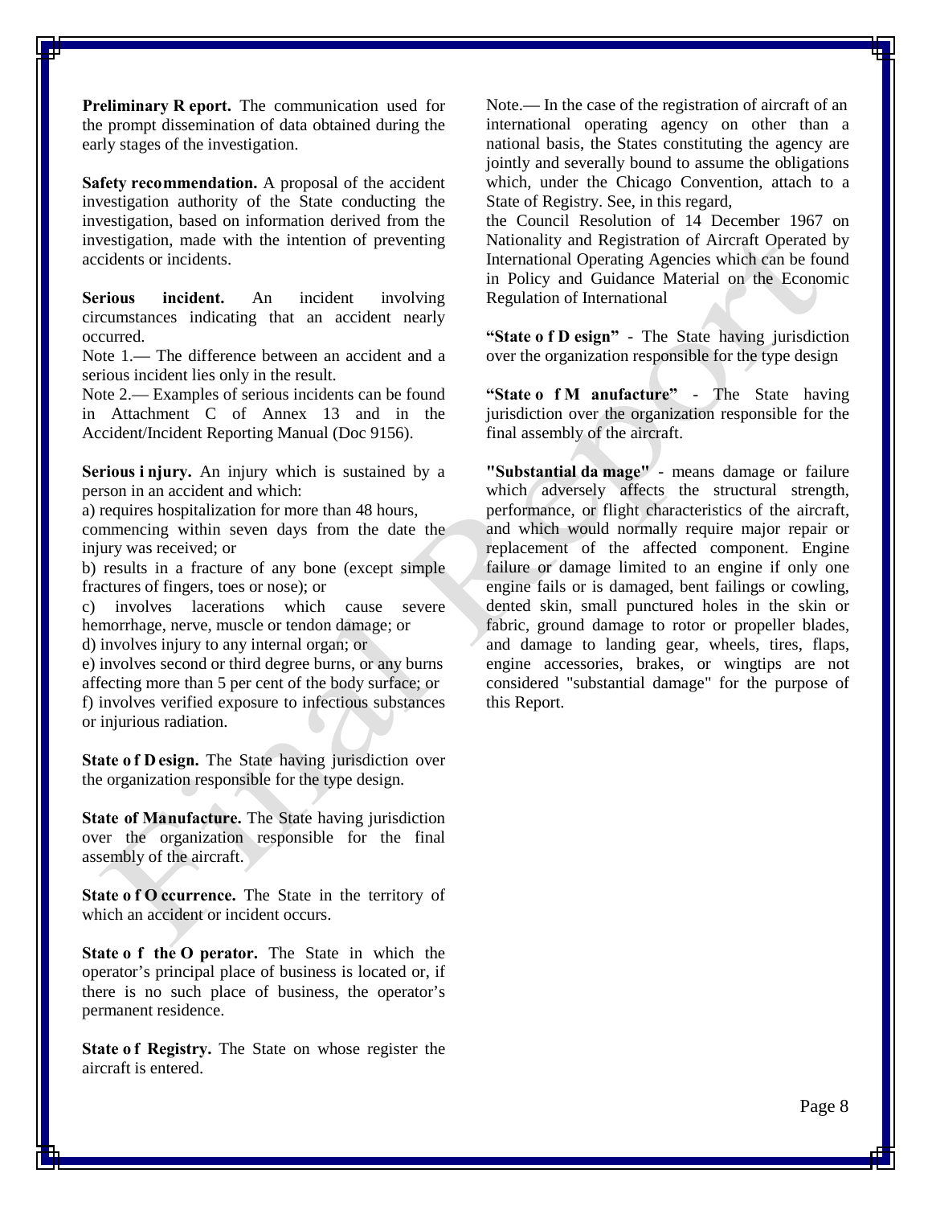**Preliminary Report.** The communication used for the prompt dissemination of data obtained during the early stages of the investigation.

**Safety recommendation.** A proposal of the accident investigation authority of the State conducting the investigation, based on information derived from the investigation, made with the intention of preventing accidents or incidents.

**Serious incident.** An incident involving circumstances indicating that an accident nearly occurred.

Note 1.— The difference between an accident and a serious incident lies only in the result.

Note 2.— Examples of serious incidents can be found in Attachment C of Annex 13 and in the Accident/Incident Reporting Manual (Doc 9156).

**Serious injury.** An injury which is sustained by a person in an accident and which:

a) requires hospitalization for more than 48 hours, commencing within seven days from the date the injury was received; or

b) results in a fracture of any bone (except simple fractures of fingers, toes or nose); or

c) involves lacerations which cause severe hemorrhage, nerve, muscle or tendon damage; or

d) involves injury to any internal organ; or

e) involves second or third degree burns, or any burns affecting more than 5 per cent of the body surface; or

f) involves verified exposure to infectious substances or injurious radiation.

**State of Design.** The State having jurisdiction over the organization responsible for the type design.

**State of Manufacture.** The State having jurisdiction over the organization responsible for the final assembly of the aircraft.

**State of Occurrence.** The State in the territory of which an accident or incident occurs.

**State of the Operator.** The State in which the operator's principal place of business is located or, if there is no such place of business, the operator's permanent residence.

**State of Registry.** The State on whose register the aircraft is entered.

Note.— In the case of the registration of aircraft of an international operating agency on other than a national basis, the States constituting the agency are jointly and severally bound to assume the obligations which, under the Chicago Convention, attach to a State of Registry. See, in this regard, the Council Resolution of 14 December 1967 on Nationality and Registration of Aircraft Operated by International Operating Agencies which can be found in Policy and Guidance Material on the Economic Regulation of International

**"State of Design"** - The State having jurisdiction over the organization responsible for the type design

**"State of Manufacture"** - The State having jurisdiction over the organization responsible for the final assembly of the aircraft.

**"Substantial damage"** - means damage or failure which adversely affects the structural strength, performance, or flight characteristics of the aircraft, and which would normally require major repair or replacement of the affected component. Engine failure or damage limited to an engine if only one engine fails or is damaged, bent failings or cowling, dented skin, small punctured holes in the skin or fabric, ground damage to rotor or propeller blades, and damage to landing gear, wheels, tires, flaps, engine accessories, brakes, or wingtips are not considered "substantial damage" for the purpose of this Report.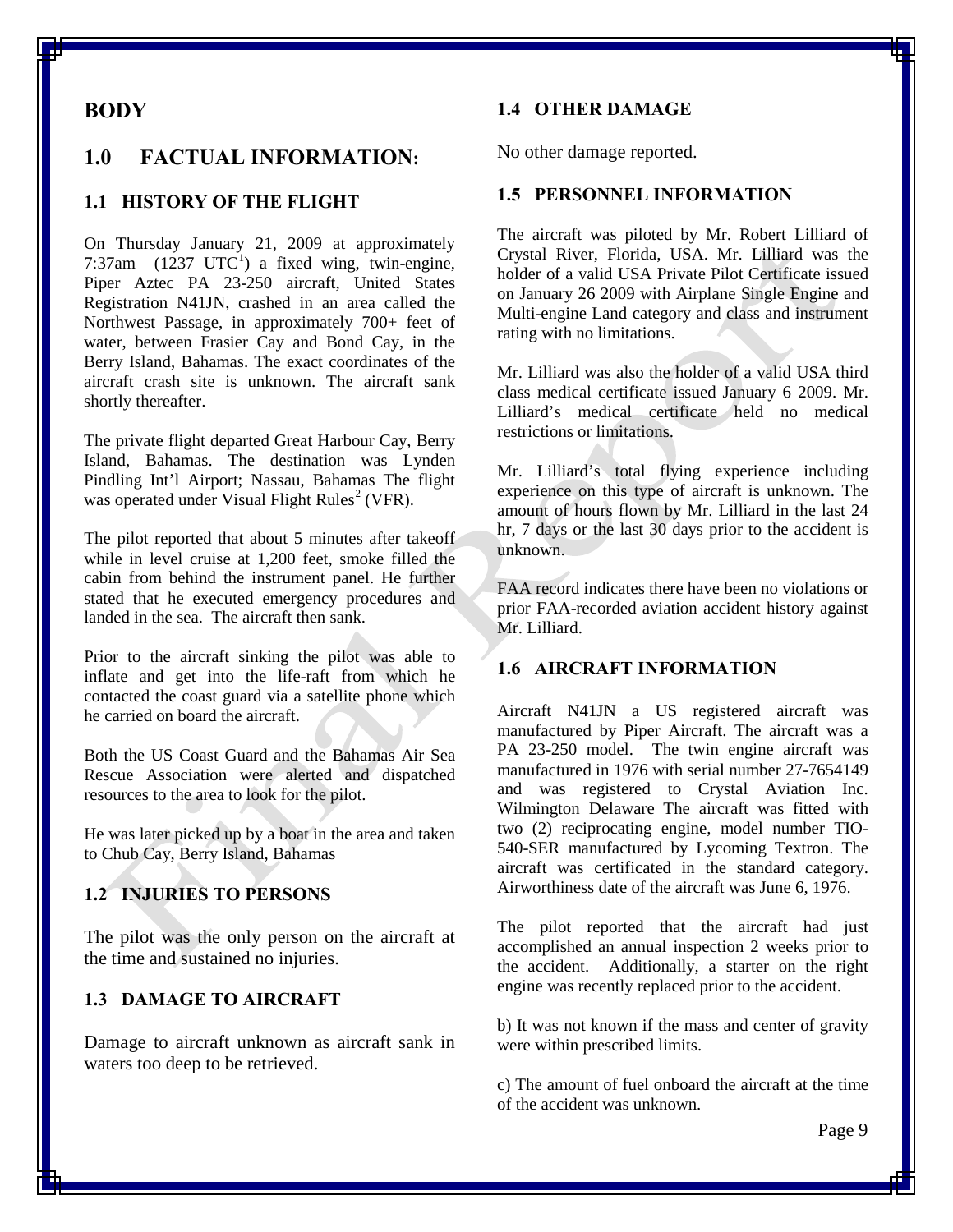# BODY

# 1.0 FACTUAL INFORMATION:

## 1.1 HISTORY OF THE FLIGHT

On Thursday January 21, 2009 at approximately 7:37am (1237 UTC[1]) a fixed wing, twin-engine, Piper Aztec PA 23-250 aircraft, United States Registration N41JN, crashed in an area called the Northwest Passage, in approximately 700+ feet of water, between Frasier Cay and Bond Cay, in the Berry Island, Bahamas. The exact coordinates of the aircraft crash site is unknown. The aircraft sank shortly thereafter.

The private flight departed Great Harbour Cay, Berry Island, Bahamas. The destination was Lynden Pindling Int'l Airport; Nassau, Bahamas The flight was operated under Visual Flight Rules[2] (VFR).

The pilot reported that about 5 minutes after takeoff while in level cruise at 1,200 feet, smoke filled the cabin from behind the instrument panel. He further stated that he executed emergency procedures and landed in the sea. The aircraft then sank.

Prior to the aircraft sinking the pilot was able to inflate and get into the life-raft from which he contacted the coast guard via a satellite phone which he carried on board the aircraft.

Both the US Coast Guard and the Bahamas Air Sea Rescue Association were alerted and dispatched resources to the area to look for the pilot.

He was later picked up by a boat in the area and taken to Chub Cay, Berry Island, Bahamas

## 1.2 INJURIES TO PERSONS

The pilot was the only person on the aircraft at the time and sustained no injuries.

## 1.3 DAMAGE TO AIRCRAFT

Damage to aircraft unknown as aircraft sank in waters too deep to be retrieved.

## 1.4 OTHER DAMAGE

No other damage reported.

## 1.5 PERSONNEL INFORMATION

The aircraft was piloted by Mr. Robert Lilliard of Crystal River, Florida, USA. Mr. Lilliard was the holder of a valid USA Private Pilot Certificate issued on January 26 2009 with Airplane Single Engine and Multi-engine Land category and class and instrument rating with no limitations.

Mr. Lilliard was also the holder of a valid USA third class medical certificate issued January 6 2009. Mr. Lilliard's medical certificate held no medical restrictions or limitations.

Mr. Lilliard's total flying experience including experience on this type of aircraft is unknown. The amount of hours flown by Mr. Lilliard in the last 24 hr, 7 days or the last 30 days prior to the accident is unknown.

FAA record indicates there have been no violations or prior FAA-recorded aviation accident history against Mr. Lilliard.

## 1.6 AIRCRAFT INFORMATION

Aircraft N41JN a US registered aircraft was manufactured by Piper Aircraft. The aircraft was a PA 23-250 model. The twin engine aircraft was manufactured in 1976 with serial number 27-7654149 and was registered to Crystal Aviation Inc. Wilmington Delaware The aircraft was fitted with two (2) reciprocating engine, model number TIO-540-SER manufactured by Lycoming Textron. The aircraft was certificated in the standard category. Airworthiness date of the aircraft was June 6, 1976.

The pilot reported that the aircraft had just accomplished an annual inspection 2 weeks prior to the accident. Additionally, a starter on the right engine was recently replaced prior to the accident.

b) It was not known if the mass and center of gravity were within prescribed limits.

c) The amount of fuel onboard the aircraft at the time of the accident was unknown.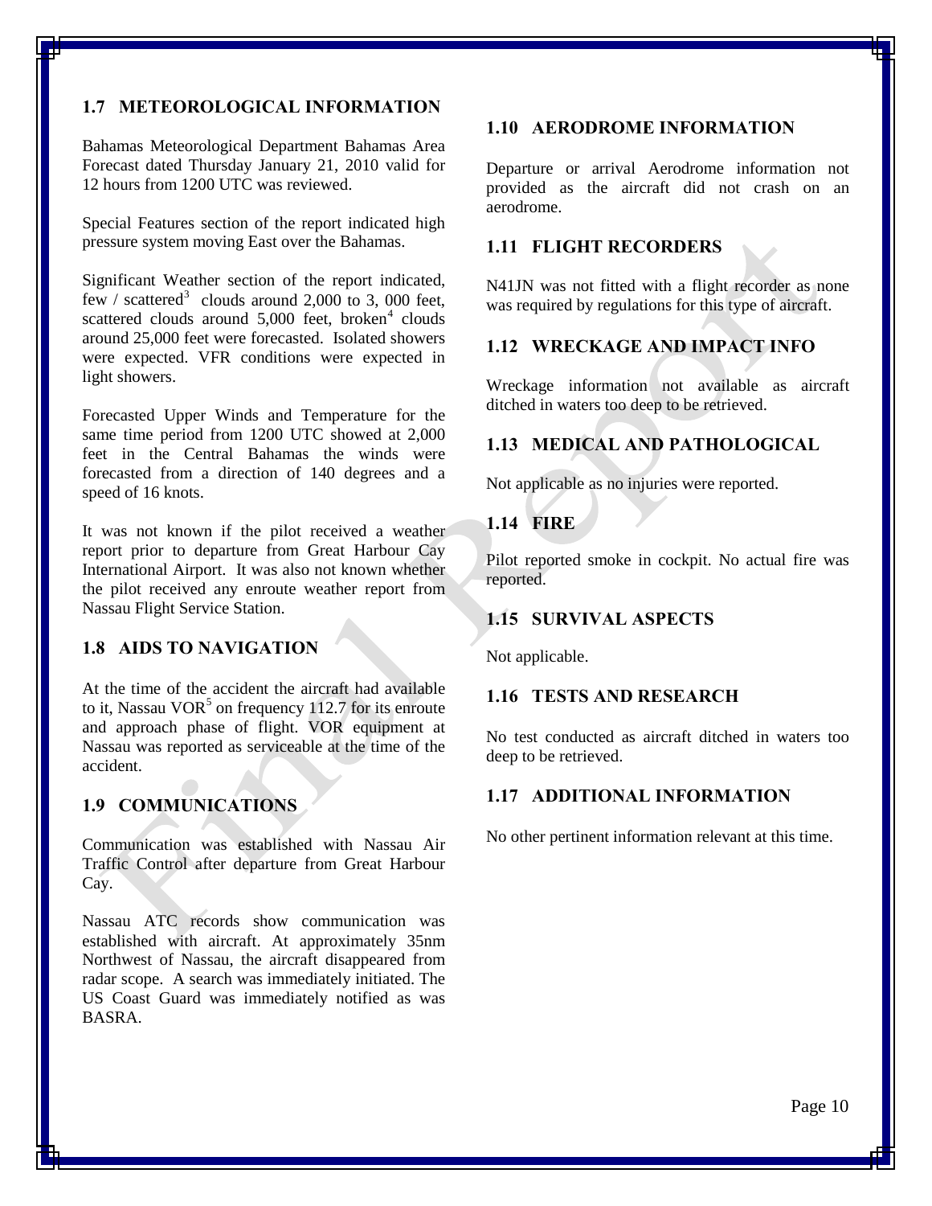## 1.7 METEOROLOGICAL INFORMATION

Bahamas Meteorological Department Bahamas Area Forecast dated Thursday January 21, 2010 valid for 12 hours from 1200 UTC was reviewed.

Special Features section of the report indicated high pressure system moving East over the Bahamas.

Significant Weather section of the report indicated, few / scattered[3] clouds around 2,000 to 3, 000 feet, scattered clouds around 5,000 feet, broken[4] clouds around 25,000 feet were forecasted. Isolated showers were expected. VFR conditions were expected in light showers.

Forecasted Upper Winds and Temperature for the same time period from 1200 UTC showed at 2,000 feet in the Central Bahamas the winds were forecasted from a direction of 140 degrees and a speed of 16 knots.

It was not known if the pilot received a weather report prior to departure from Great Harbour Cay International Airport. It was also not known whether the pilot received any enroute weather report from Nassau Flight Service Station.

## 1.8 AIDS TO NAVIGATION

At the time of the accident the aircraft had available to it, Nassau VOR[5] on frequency 112.7 for its enroute and approach phase of flight. VOR equipment at Nassau was reported as serviceable at the time of the accident.

## 1.9 COMMUNICATIONS

Communication was established with Nassau Air Traffic Control after departure from Great Harbour Cay.

Nassau ATC records show communication was established with aircraft. At approximately 35nm Northwest of Nassau, the aircraft disappeared from radar scope. A search was immediately initiated. The US Coast Guard was immediately notified as was BASRA.

## 1.10 AERODROME INFORMATION

Departure or arrival Aerodrome information not provided as the aircraft did not crash on an aerodrome.

## 1.11 FLIGHT RECORDERS

N41JN was not fitted with a flight recorder as none was required by regulations for this type of aircraft.

## 1.12 WRECKAGE AND IMPACT INFO

Wreckage information not available as aircraft ditched in waters too deep to be retrieved.

## 1.13 MEDICAL AND PATHOLOGICAL

Not applicable as no injuries were reported.

## 1.14 FIRE

Pilot reported smoke in cockpit. No actual fire was reported.

## 1.15 SURVIVAL ASPECTS

Not applicable.

## 1.16 TESTS AND RESEARCH

No test conducted as aircraft ditched in waters too deep to be retrieved.

## 1.17 ADDITIONAL INFORMATION

No other pertinent information relevant at this time.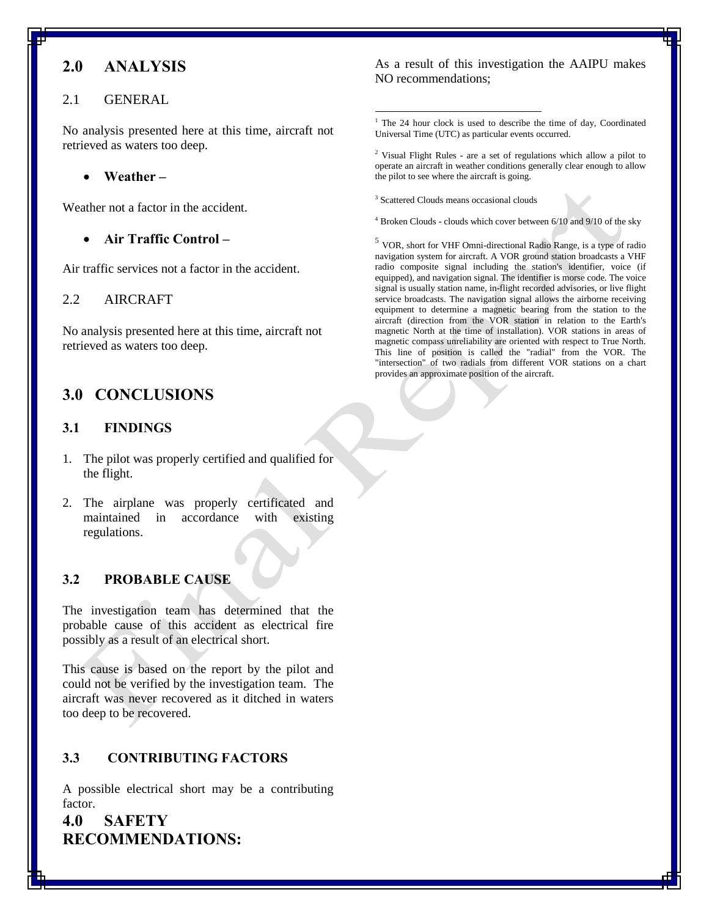# 2.0 ANALYSIS

## 2.1 GENERAL

No analysis presented here at this time, aircraft not retrieved as waters too deep.

- **Weather –**

Weather not a factor in the accident.

- **Air Traffic Control –**

Air traffic services not a factor in the accident.

## 2.2 AIRCRAFT

No analysis presented here at this time, aircraft not retrieved as waters too deep.

# 3.0 CONCLUSIONS

## 3.1 FINDINGS

1. The pilot was properly certified and qualified for the flight.
2. The airplane was properly certificated and maintained in accordance with existing regulations.

## 3.2 PROBABLE CAUSE

The investigation team has determined that the probable cause of this accident as electrical fire possibly as a result of an electrical short.

This cause is based on the report by the pilot and could not be verified by the investigation team. The aircraft was never recovered as it ditched in waters too deep to be recovered.

## 3.3 CONTRIBUTING FACTORS

A possible electrical short may be a contributing factor.

# 4.0 SAFETY RECOMMENDATIONS:

As a result of this investigation the AAIPU makes NO recommendations;

---

[1] The 24 hour clock is used to describe the time of day, Coordinated Universal Time (UTC) as particular events occurred.

[2] Visual Flight Rules - are a set of regulations which allow a pilot to operate an aircraft in weather conditions generally clear enough to allow the pilot to see where the aircraft is going.

[3] Scattered Clouds means occasional clouds

[4] Broken Clouds - clouds which cover between 6/10 and 9/10 of the sky

[5] VOR, short for VHF Omni-directional Radio Range, is a type of radio navigation system for aircraft. A VOR ground station broadcasts a VHF radio composite signal including the station's identifier, voice (if equipped), and navigation signal. The identifier is morse code. The voice signal is usually station name, in-flight recorded advisories, or live flight service broadcasts. The navigation signal allows the airborne receiving equipment to determine a magnetic bearing from the station to the aircraft (direction from the VOR station in relation to the Earth's magnetic North at the time of installation). VOR stations in areas of magnetic compass unreliability are oriented with respect to True North. This line of position is called the "radial" from the VOR. The "intersection" of two radials from different VOR stations on a chart provides an approximate position of the aircraft.